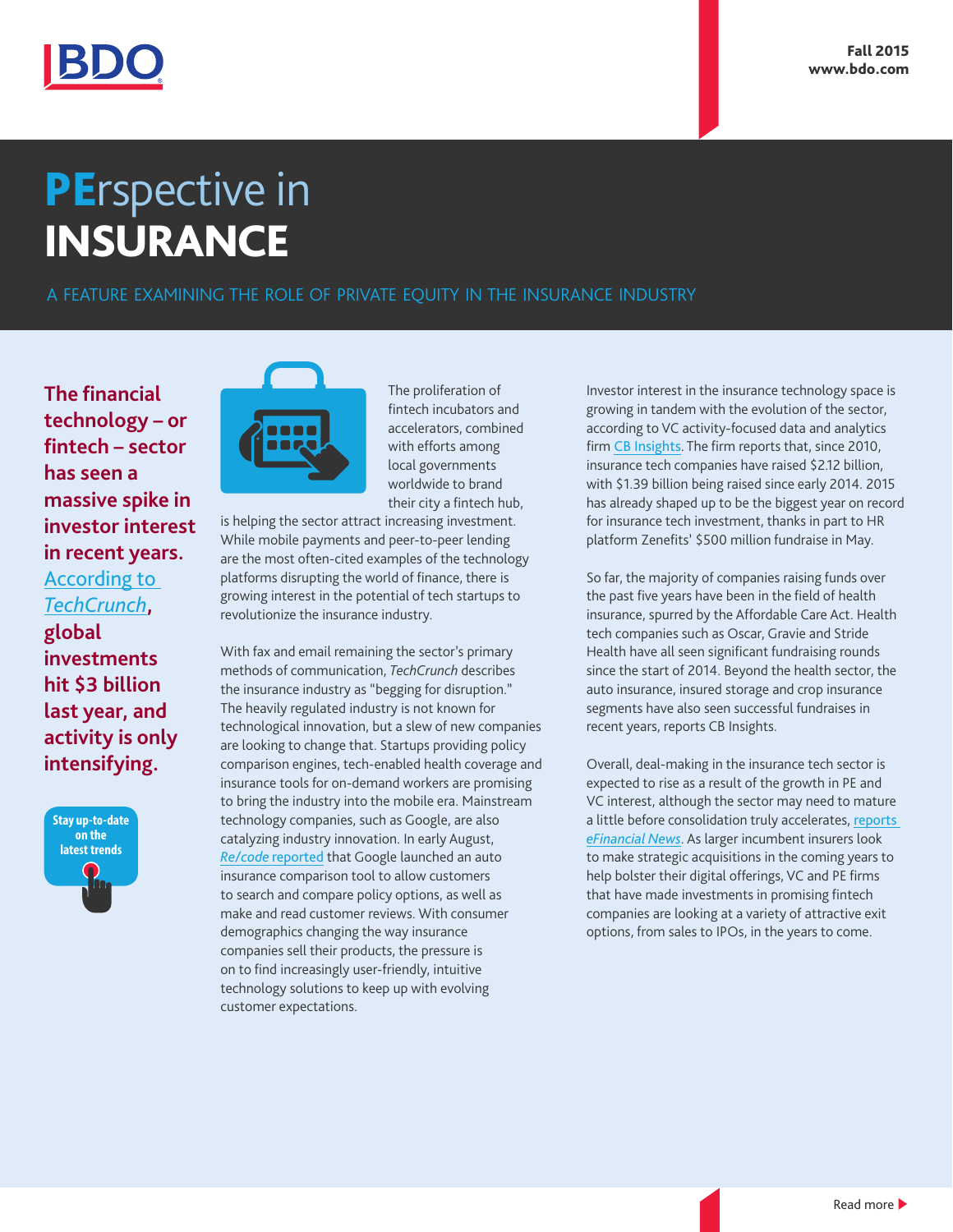# PErspective in INSURANCE

A FEATURE EXAMINING THE ROLE OF PRIVATE EQUITY IN THE INSURANCE INDUSTRY

**The financial technology – or fintech – sector has seen a massive spike in investor interest in recent years. According to *TechCrunch*, global investments hit $3 billion last year, and activity is only intensifying.**

Stay up-to-date on the latest trends

The proliferation of fintech incubators and accelerators, combined with efforts among local governments worldwide to brand their city a fintech hub, is helping the sector attract increasing investment. While mobile payments and peer-to-peer lending are the most often-cited examples of the technology platforms disrupting the world of finance, there is growing interest in the potential of tech startups to revolutionize the insurance industry.

With fax and email remaining the sector's primary methods of communication, *TechCrunch* describes the insurance industry as "begging for disruption." The heavily regulated industry is not known for technological innovation, but a slew of new companies are looking to change that. Startups providing policy comparison engines, tech-enabled health coverage and insurance tools for on-demand workers are promising to bring the industry into the mobile era. Mainstream technology companies, such as Google, are also catalyzing industry innovation. In early August, *Re/code* reported that Google launched an auto insurance comparison tool to allow customers to search and compare policy options, as well as make and read customer reviews. With consumer demographics changing the way insurance companies sell their products, the pressure is on to find increasingly user-friendly, intuitive technology solutions to keep up with evolving customer expectations.

Investor interest in the insurance technology space is growing in tandem with the evolution of the sector, according to VC activity-focused data and analytics firm CB Insights. The firm reports that, since 2010, insurance tech companies have raised $2.12 billion, with $1.39 billion being raised since early 2014. 2015 has already shaped up to be the biggest year on record for insurance tech investment, thanks in part to HR platform Zenefits' $500 million fundraise in May.

So far, the majority of companies raising funds over the past five years have been in the field of health insurance, spurred by the Affordable Care Act. Health tech companies such as Oscar, Gravie and Stride Health have all seen significant fundraising rounds since the start of 2014. Beyond the health sector, the auto insurance, insured storage and crop insurance segments have also seen successful fundraises in recent years, reports CB Insights.

Overall, deal-making in the insurance tech sector is expected to rise as a result of the growth in PE and VC interest, although the sector may need to mature a little before consolidation truly accelerates, reports *eFinancial News*. As larger incumbent insurers look to make strategic acquisitions in the coming years to help bolster their digital offerings, VC and PE firms that have made investments in promising fintech companies are looking at a variety of attractive exit options, from sales to IPOs, in the years to come.

Read more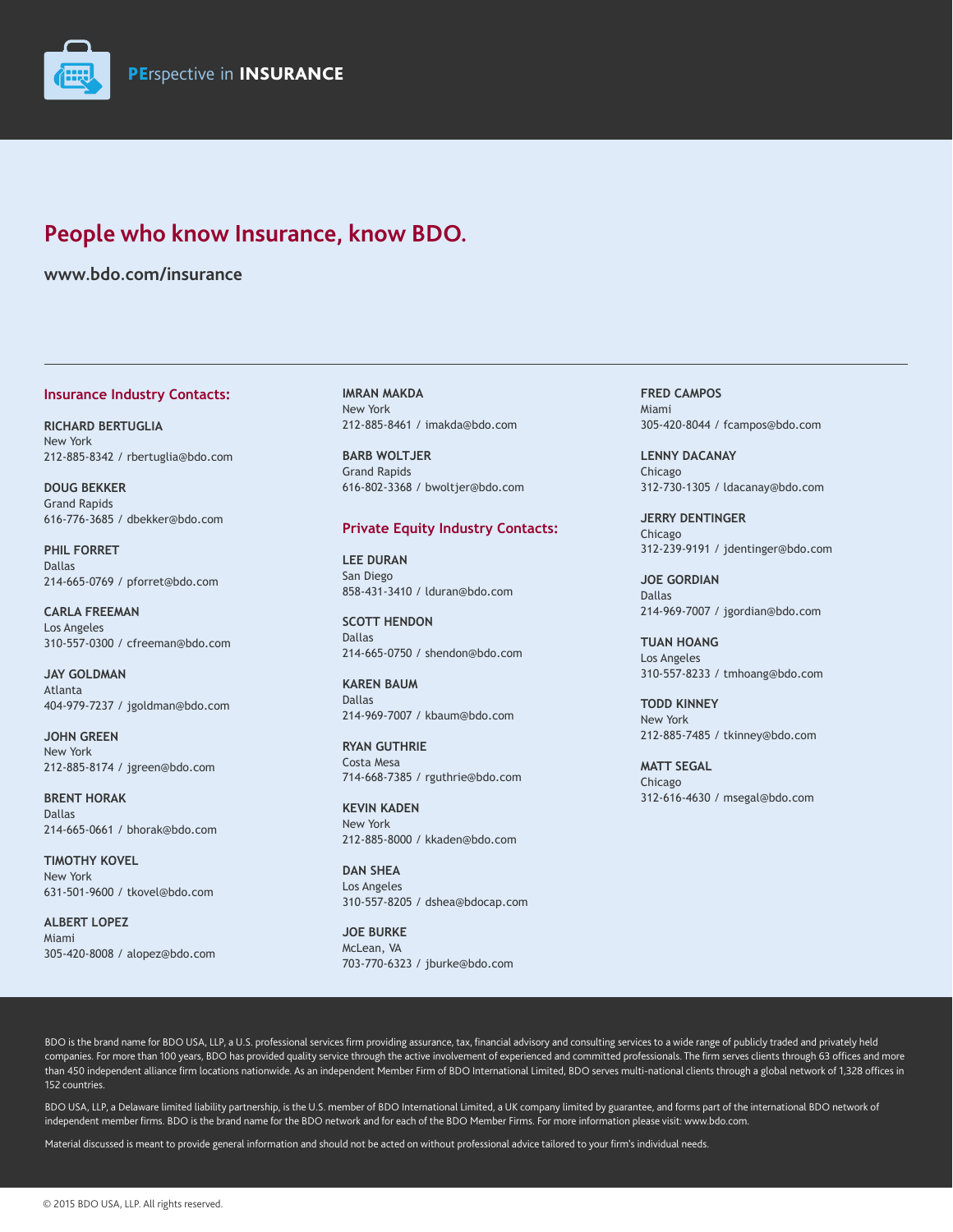# People who know Insurance, know BDO.

**www.bdo.com/insurance**

## Insurance Industry Contacts:

**RICHARD BERTUGLIA**
New York
212-885-8342 / rbertuglia@bdo.com

**DOUG BEKKER**
Grand Rapids
616-776-3685 / dbekker@bdo.com

**PHIL FORRET**
Dallas
214-665-0769 / pforret@bdo.com

**CARLA FREEMAN**
Los Angeles
310-557-0300 / cfreeman@bdo.com

**JAY GOLDMAN**
Atlanta
404-979-7237 / jgoldman@bdo.com

**JOHN GREEN**
New York
212-885-8174 / jgreen@bdo.com

**BRENT HORAK**
Dallas
214-665-0661 / bhorak@bdo.com

**TIMOTHY KOVEL**
New York
631-501-9600 / tkovel@bdo.com

**ALBERT LOPEZ**
Miami
305-420-8008 / alopez@bdo.com

**IMRAN MAKDA**
New York
212-885-8461 / imakda@bdo.com

**BARB WOLTJER**
Grand Rapids
616-802-3368 / bwoltjer@bdo.com

## Private Equity Industry Contacts:

**LEE DURAN**
San Diego
858-431-3410 / lduran@bdo.com

**SCOTT HENDON**
Dallas
214-665-0750 / shendon@bdo.com

**KAREN BAUM**
Dallas
214-969-7007 / kbaum@bdo.com

**RYAN GUTHRIE**
Costa Mesa
714-668-7385 / rguthrie@bdo.com

**KEVIN KADEN**
New York
212-885-8000 / kkaden@bdo.com

**DAN SHEA**
Los Angeles
310-557-8205 / dshea@bdocap.com

**JOE BURKE**
McLean, VA
703-770-6323 / jburke@bdo.com

**FRED CAMPOS**
Miami
305-420-8044 / fcampos@bdo.com

**LENNY DACANAY**
Chicago
312-730-1305 / ldacanay@bdo.com

**JERRY DENTINGER**
Chicago
312-239-9191 / jdentinger@bdo.com

**JOE GORDIAN**
Dallas
214-969-7007 / jgordian@bdo.com

**TUAN HOANG**
Los Angeles
310-557-8233 / tmhoang@bdo.com

**TODD KINNEY**
New York
212-885-7485 / tkinney@bdo.com

**MATT SEGAL**
Chicago
312-616-4630 / msegal@bdo.com

BDO is the brand name for BDO USA, LLP, a U.S. professional services firm providing assurance, tax, financial advisory and consulting services to a wide range of publicly traded and privately held companies. For more than 100 years, BDO has provided quality service through the active involvement of experienced and committed professionals. The firm serves clients through 63 offices and more than 450 independent alliance firm locations nationwide. As an independent Member Firm of BDO International Limited, BDO serves multi-national clients through a global network of 1,328 offices in 152 countries.

BDO USA, LLP, a Delaware limited liability partnership, is the U.S. member of BDO International Limited, a UK company limited by guarantee, and forms part of the international BDO network of independent member firms. BDO is the brand name for the BDO network and for each of the BDO Member Firms. For more information please visit: www.bdo.com.

Material discussed is meant to provide general information and should not be acted on without professional advice tailored to your firm's individual needs.

© 2015 BDO USA, LLP. All rights reserved.